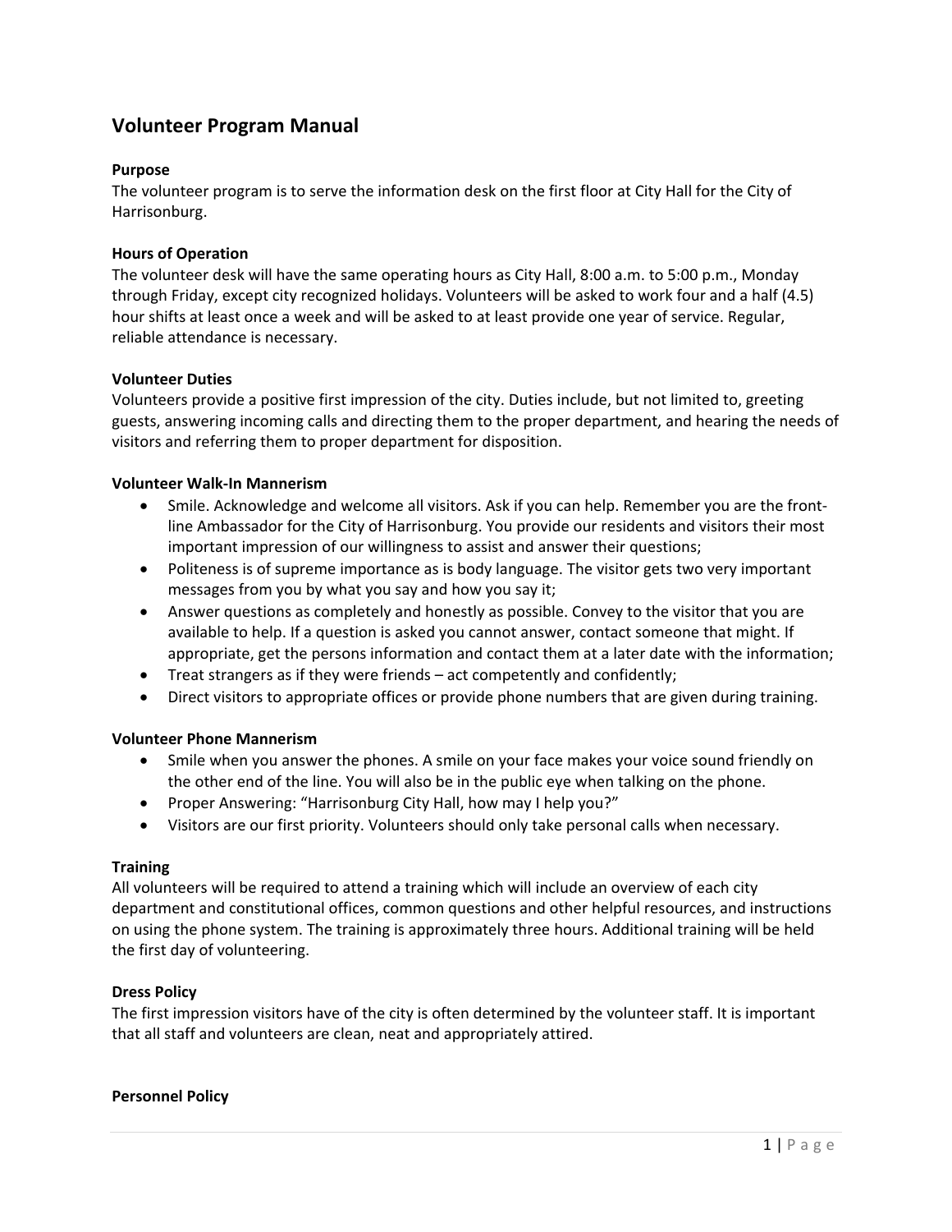# Volunteer Program Manual

### Purpose

The volunteer program is to serve the information desk on the first floor at City Hall for the City of Harrisonburg.

### Hours of Operation

The volunteer desk will have the same operating hours as City Hall, 8:00 a.m. to 5:00 p.m., Monday through Friday, except city recognized holidays. Volunteers will be asked to work four and a half (4.5) hour shifts at least once a week and will be asked to at least provide one year of service. Regular, reliable attendance is necessary.

### Volunteer Duties

Volunteers provide a positive first impression of the city. Duties include, but not limited to, greeting guests, answering incoming calls and directing them to the proper department, and hearing the needs of visitors and referring them to proper department for disposition.

### Volunteer Walk-In Mannerism

- Smile. Acknowledge and welcome all visitors. Ask if you can help. Remember you are the front-line Ambassador for the City of Harrisonburg. You provide our residents and visitors their most important impression of our willingness to assist and answer their questions;
- Politeness is of supreme importance as is body language. The visitor gets two very important messages from you by what you say and how you say it;
- Answer questions as completely and honestly as possible. Convey to the visitor that you are available to help. If a question is asked you cannot answer, contact someone that might. If appropriate, get the persons information and contact them at a later date with the information;
- Treat strangers as if they were friends – act competently and confidently;
- Direct visitors to appropriate offices or provide phone numbers that are given during training.

### Volunteer Phone Mannerism

- Smile when you answer the phones. A smile on your face makes your voice sound friendly on the other end of the line. You will also be in the public eye when talking on the phone.
- Proper Answering: "Harrisonburg City Hall, how may I help you?"
- Visitors are our first priority. Volunteers should only take personal calls when necessary.

### Training

All volunteers will be required to attend a training which will include an overview of each city department and constitutional offices, common questions and other helpful resources, and instructions on using the phone system. The training is approximately three hours. Additional training will be held the first day of volunteering.

### Dress Policy

The first impression visitors have of the city is often determined by the volunteer staff. It is important that all staff and volunteers are clean, neat and appropriately attired.

### Personnel Policy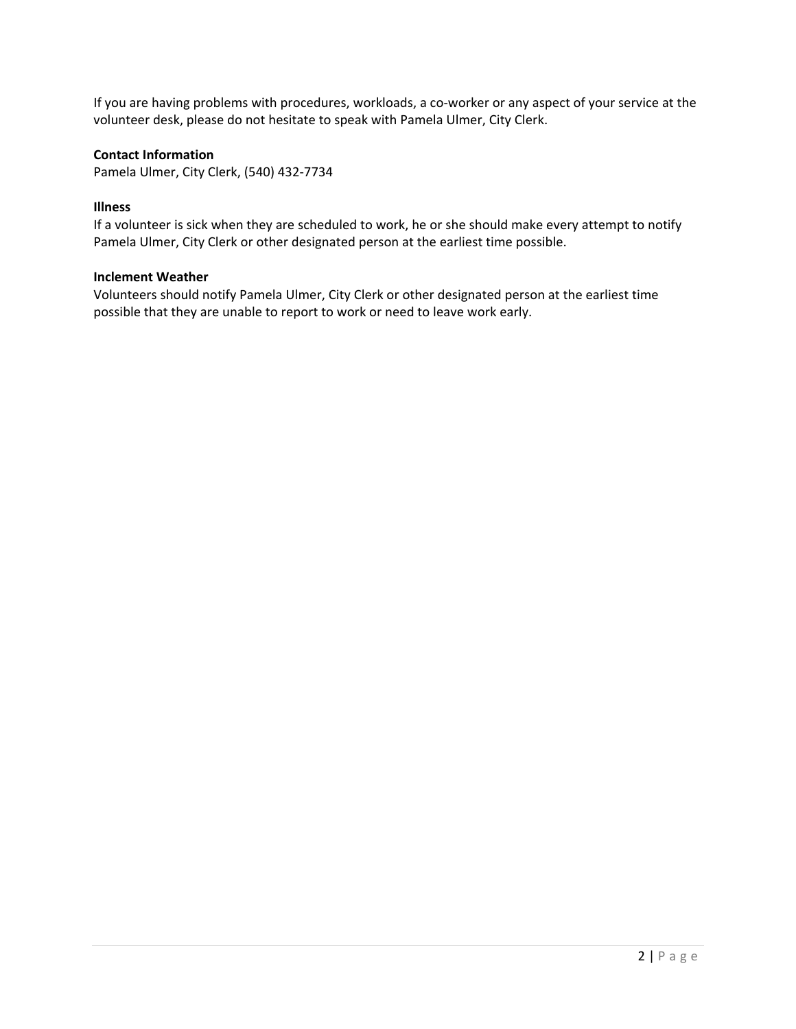If you are having problems with procedures, workloads, a co-worker or any aspect of your service at the volunteer desk, please do not hesitate to speak with Pamela Ulmer, City Clerk.

**Contact Information**

Pamela Ulmer, City Clerk, (540) 432-7734

**Illness**

If a volunteer is sick when they are scheduled to work, he or she should make every attempt to notify Pamela Ulmer, City Clerk or other designated person at the earliest time possible.

**Inclement Weather**

Volunteers should notify Pamela Ulmer, City Clerk or other designated person at the earliest time possible that they are unable to report to work or need to leave work early.